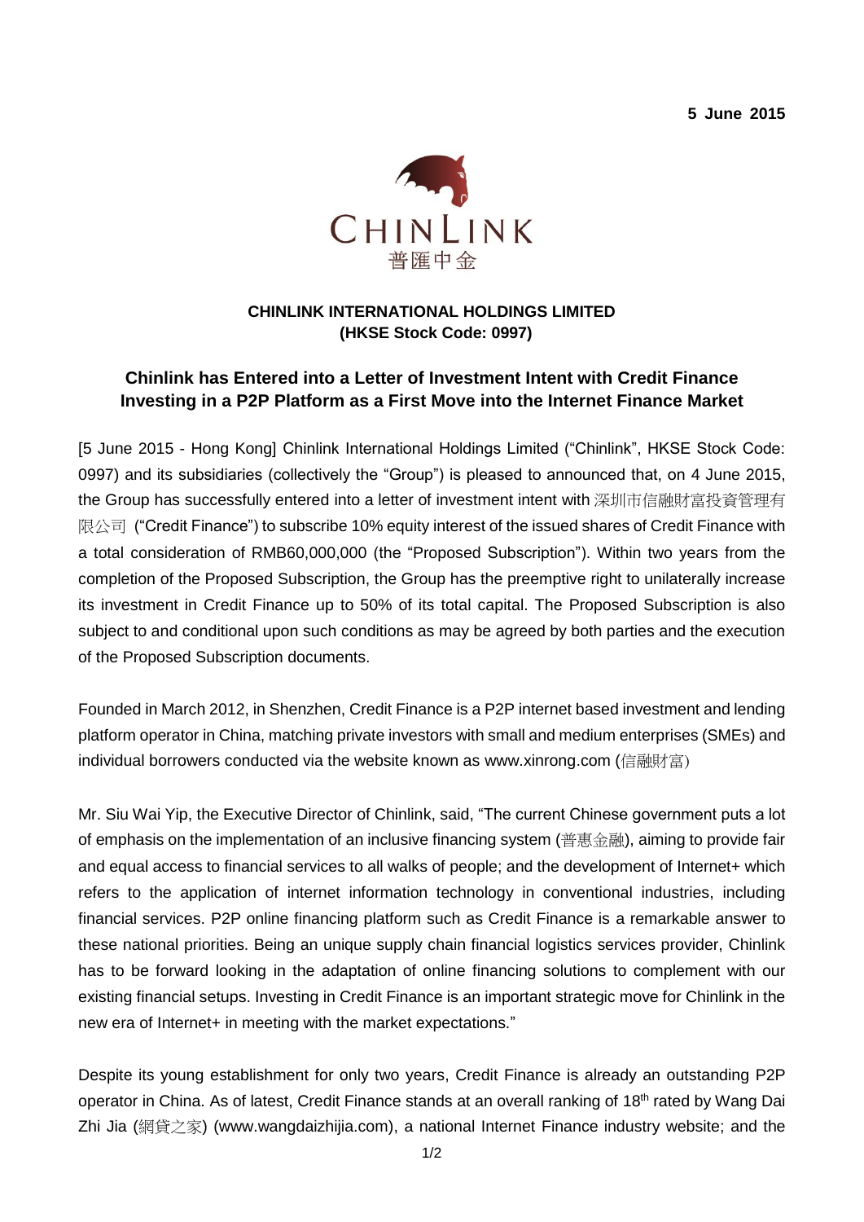**5 June 2015**

CHINLINK
普匯中金

**CHINLINK INTERNATIONAL HOLDINGS LIMITED**
**(HKSE Stock Code: 0997)**

## Chinlink has Entered into a Letter of Investment Intent with Credit Finance Investing in a P2P Platform as a First Move into the Internet Finance Market

[5 June 2015 - Hong Kong] Chinlink International Holdings Limited ("Chinlink", HKSE Stock Code: 0997) and its subsidiaries (collectively the "Group") is pleased to announced that, on 4 June 2015, the Group has successfully entered into a letter of investment intent with 深圳市信融財富投資管理有限公司 ("Credit Finance") to subscribe 10% equity interest of the issued shares of Credit Finance with a total consideration of RMB60,000,000 (the "Proposed Subscription"). Within two years from the completion of the Proposed Subscription, the Group has the preemptive right to unilaterally increase its investment in Credit Finance up to 50% of its total capital. The Proposed Subscription is also subject to and conditional upon such conditions as may be agreed by both parties and the execution of the Proposed Subscription documents.

Founded in March 2012, in Shenzhen, Credit Finance is a P2P internet based investment and lending platform operator in China, matching private investors with small and medium enterprises (SMEs) and individual borrowers conducted via the website known as www.xinrong.com (信融財富)

Mr. Siu Wai Yip, the Executive Director of Chinlink, said, "The current Chinese government puts a lot of emphasis on the implementation of an inclusive financing system (普惠金融), aiming to provide fair and equal access to financial services to all walks of people; and the development of Internet+ which refers to the application of internet information technology in conventional industries, including financial services. P2P online financing platform such as Credit Finance is a remarkable answer to these national priorities. Being an unique supply chain financial logistics services provider, Chinlink has to be forward looking in the adaptation of online financing solutions to complement with our existing financial setups. Investing in Credit Finance is an important strategic move for Chinlink in the new era of Internet+ in meeting with the market expectations."

Despite its young establishment for only two years, Credit Finance is already an outstanding P2P operator in China. As of latest, Credit Finance stands at an overall ranking of 18th rated by Wang Dai Zhi Jia (網貸之家) (www.wangdaizhijia.com), a national Internet Finance industry website; and the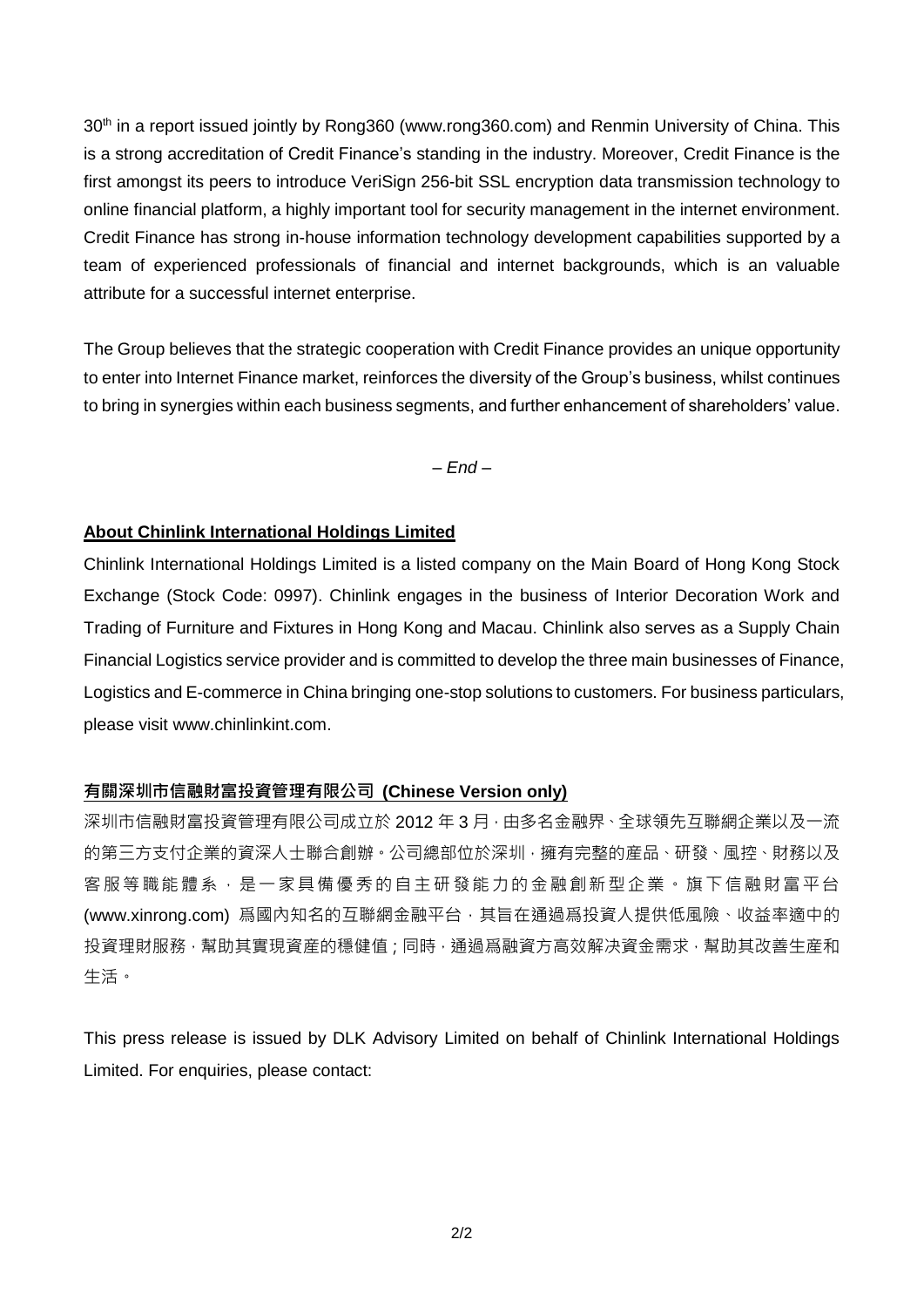30th in a report issued jointly by Rong360 (www.rong360.com) and Renmin University of China. This is a strong accreditation of Credit Finance's standing in the industry. Moreover, Credit Finance is the first amongst its peers to introduce VeriSign 256-bit SSL encryption data transmission technology to online financial platform, a highly important tool for security management in the internet environment. Credit Finance has strong in-house information technology development capabilities supported by a team of experienced professionals of financial and internet backgrounds, which is an valuable attribute for a successful internet enterprise.

The Group believes that the strategic cooperation with Credit Finance provides an unique opportunity to enter into Internet Finance market, reinforces the diversity of the Group's business, whilst continues to bring in synergies within each business segments, and further enhancement of shareholders' value.

*– End –*

**About Chinlink International Holdings Limited**

Chinlink International Holdings Limited is a listed company on the Main Board of Hong Kong Stock Exchange (Stock Code: 0997). Chinlink engages in the business of Interior Decoration Work and Trading of Furniture and Fixtures in Hong Kong and Macau. Chinlink also serves as a Supply Chain Financial Logistics service provider and is committed to develop the three main businesses of Finance, Logistics and E-commerce in China bringing one-stop solutions to customers. For business particulars, please visit www.chinlinkint.com.

**有關深圳市信融財富投資管理有限公司 (Chinese Version only)**

深圳市信融財富投資管理有限公司成立於 2012 年 3 月，由多名金融界、全球領先互聯網企業以及一流的第三方支付企業的資深人士聯合創辦。公司總部位於深圳，擁有完整的產品、研發、風控、財務以及客服等職能體系，是一家具備優秀的自主研發能力的金融創新型企業。旗下信融財富平台 (www.xinrong.com) 爲國內知名的互聯網金融平台，其旨在通過爲投資人提供低風險、收益率適中的投資理財服務，幫助其實現資產的穩健值；同時，通過爲融資方高效解决資金需求，幫助其改善生產和生活。

This press release is issued by DLK Advisory Limited on behalf of Chinlink International Holdings Limited. For enquiries, please contact: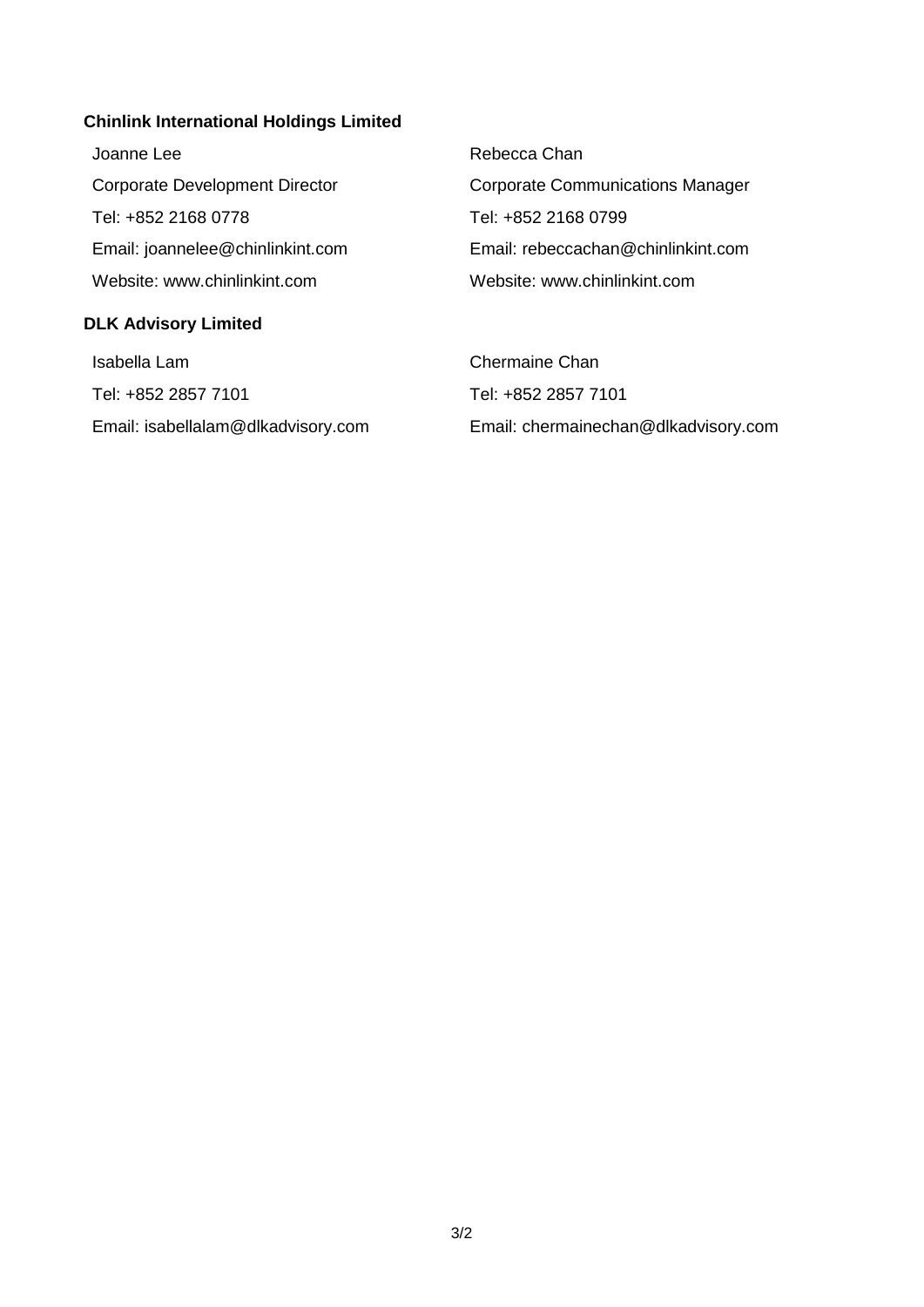**Chinlink International Holdings Limited**

Joanne Lee
Corporate Development Director
Tel: +852 2168 0778
Email: joannelee@chinlinkint.com
Website: www.chinlinkint.com

Rebecca Chan
Corporate Communications Manager
Tel: +852 2168 0799
Email: rebeccachan@chinlinkint.com
Website: www.chinlinkint.com

**DLK Advisory Limited**

Isabella Lam
Tel: +852 2857 7101
Email: isabellalam@dlkadvisory.com

Chermaine Chan
Tel: +852 2857 7101
Email: chermainechan@dlkadvisory.com